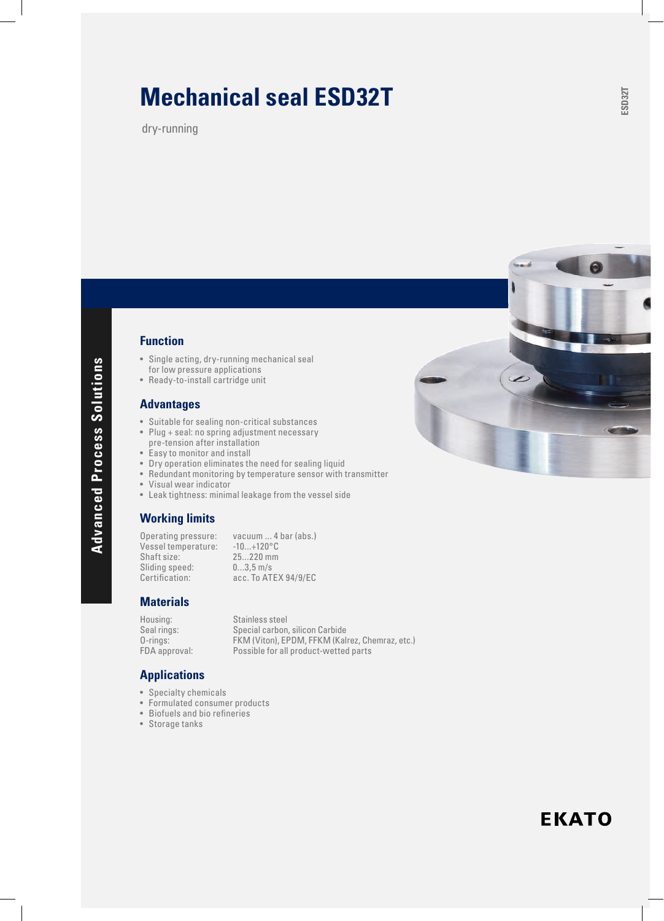# Mechanical seal ESD32T

dry-running

Advanced Process Solutions

## Function

- Single acting, dry-running mechanical seal for low pressure applications
- Ready-to-install cartridge unit

## Advantages

- Suitable for sealing non-critical substances
- Plug + seal: no spring adjustment necessary pre-tension after installation
- Easy to monitor and install
- Dry operation eliminates the need for sealing liquid
- Redundant monitoring by temperature sensor with transmitter
- Visual wear indicator
- Leak tightness: minimal leakage from the vessel side

## Working limits

| | |
|---|---|
| Operating pressure: | vacuum ... 4 bar (abs.) |
| Vessel temperature: | -10...+120°C |
| Shaft size: | 25...220 mm |
| Sliding speed: | 0...3,5 m/s |
| Certification: | acc. To ATEX 94/9/EC |

## Materials

| | |
|---|---|
| Housing: | Stainless steel |
| Seal rings: | Special carbon, silicon Carbide |
| O-rings: | FKM (Viton), EPDM, FFKM (Kalrez, Chemraz, etc.) |
| FDA approval: | Possible for all product-wetted parts |

## Applications

- Specialty chemicals
- Formulated consumer products
- Biofuels and bio refineries
- Storage tanks

EKATO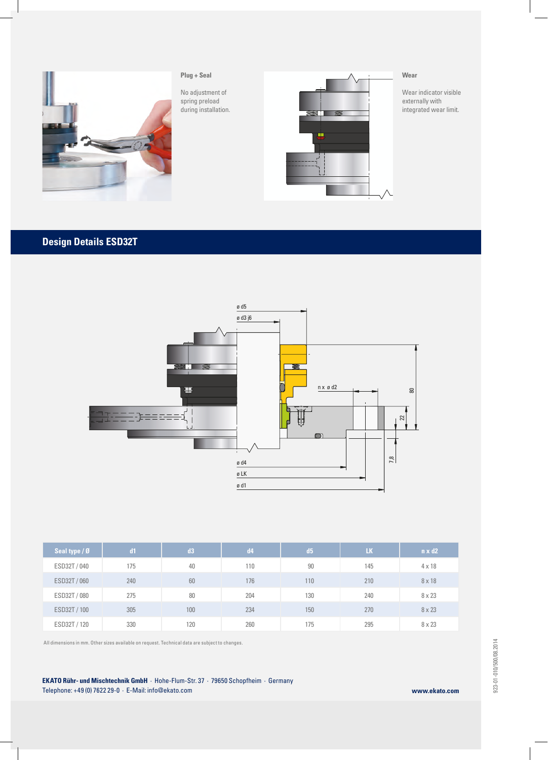**Plug + Seal**

No adjustment of spring preload during installation.

**Wear**

Wear indicator visible externally with integrated wear limit.

## Design Details ESD32T

ø d5

ø d3 j6

n x ø d2

80

22

7,8

ø d4

ø LK

ø d1

| Seal type / Ø | d1 | d3 | d4 | d5 | LK | n x d2 |
|---|---|---|---|---|---|---|
| ESD32T / 040 | 175 | 40 | 110 | 90 | 145 | 4 x 18 |
| ESD32T / 060 | 240 | 60 | 176 | 110 | 210 | 8 x 18 |
| ESD32T / 080 | 275 | 80 | 204 | 130 | 240 | 8 x 23 |
| ESD32T / 100 | 305 | 100 | 234 | 150 | 270 | 8 x 23 |
| ESD32T / 120 | 330 | 120 | 260 | 175 | 295 | 8 x 23 |

All dimensions in mm. Other sizes available on request. Technical data are subject to changes.

**EKATO Rühr- und Mischtechnik GmbH** · Hohe-Flum-Str. 37 · 79650 Schopfheim · Germany
Telephone: +49 (0) 7622 29-0 · E-Mail: info@ekato.com

**www.ekato.com**

923-01-010/500/08.2014